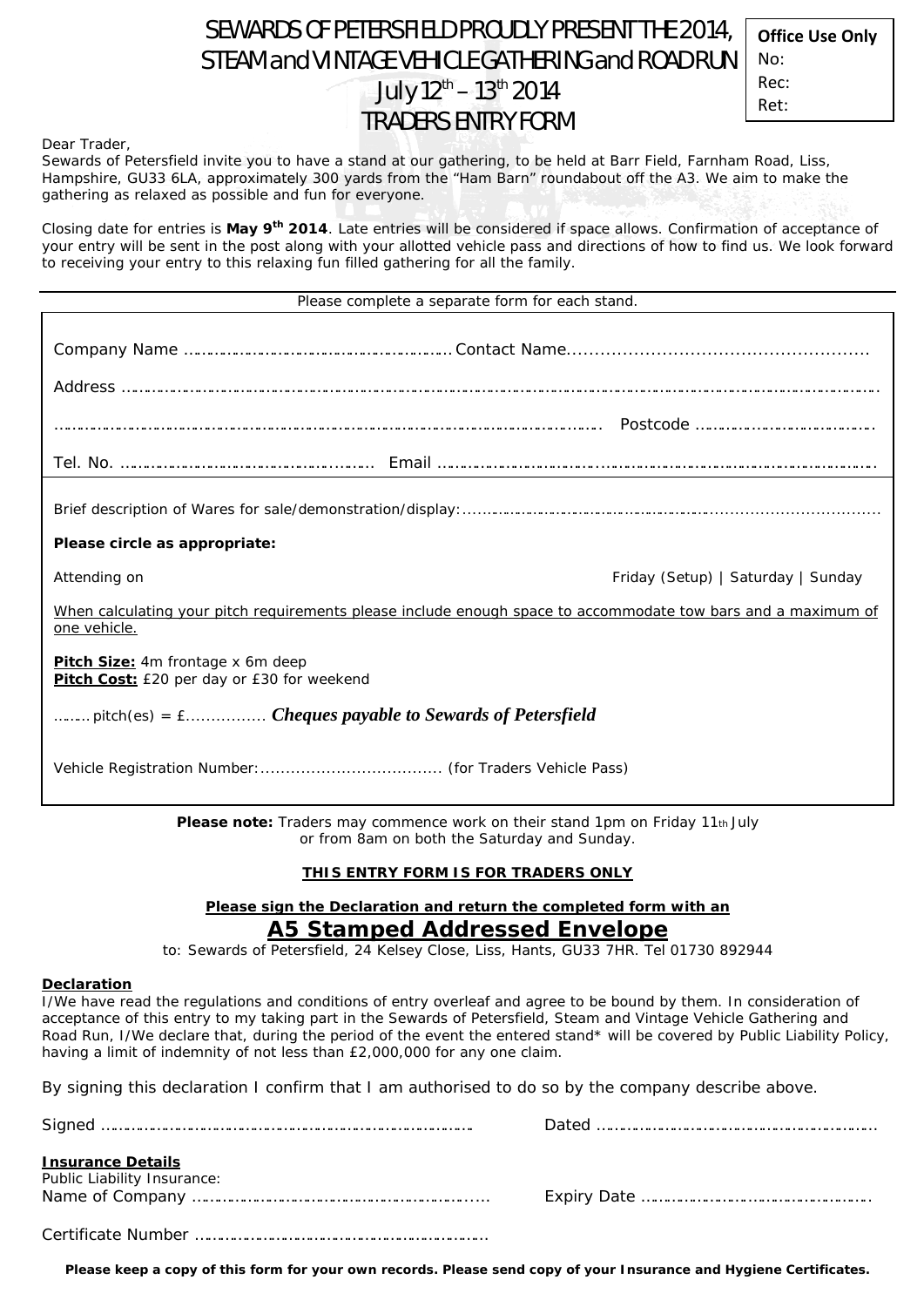# SEWARDS OF PETERSFIELD PROUDLY PRESENT THE 2014, STEAM and VINTAGE VEHICLE GATHERING and ROAD RUN July 12th – 13th 2014 TRADERS ENTRY FORM

**Office Use Only**
No:
Rec:
Ret:

Dear Trader,

Sewards of Petersfield invite you to have a stand at our gathering, to be held at Barr Field, Farnham Road, Liss, Hampshire, GU33 6LA, approximately 300 yards from the "Ham Barn" roundabout off the A3. We aim to make the gathering as relaxed as possible and fun for everyone.

Closing date for entries is **May 9th 2014**. Late entries will be considered if space allows. Confirmation of acceptance of your entry will be sent in the post along with your allotted vehicle pass and directions of how to find us. We look forward to receiving your entry to this relaxing fun filled gathering for all the family.

Please complete a separate form for each stand.

Company Name ………………………………………………… Contact Name………………………………………………

Address ……………………………………………………………………………………………………………………………

……………………………………………………………………………………………… Postcode ……………………………

Tel. No. ………………………………………………… Email ……………………………………………………………………

Brief description of Wares for sale/demonstration/display:……………………………………………………………………

**Please circle as appropriate:**

Attending on Friday (Setup) | Saturday | Sunday

When calculating your pitch requirements please include enough space to accommodate tow bars and a maximum of one vehicle.

**Pitch Size:** 4m frontage x 6m deep
**Pitch Cost:** £20 per day or £30 for weekend

……. pitch(es) = £…………… ***Cheques payable to Sewards of Petersfield***

Vehicle Registration Number:……………………………… (for Traders Vehicle Pass)

**Please note:** Traders may commence work on their stand 1pm on Friday 11th July or from 8am on both the Saturday and Sunday.

**THIS ENTRY FORM IS FOR TRADERS ONLY**

**Please sign the Declaration and return the completed form with an**

## A5 Stamped Addressed Envelope

to: Sewards of Petersfield, 24 Kelsey Close, Liss, Hants, GU33 7HR. Tel 01730 892944

**Declaration**

I/We have read the regulations and conditions of entry overleaf and agree to be bound by them. In consideration of acceptance of this entry to my taking part in the Sewards of Petersfield, Steam and Vintage Vehicle Gathering and Road Run, I/We declare that, during the period of the event the entered stand* will be covered by Public Liability Policy, having a limit of indemnity of not less than £2,000,000 for any one claim.

By signing this declaration I confirm that I am authorised to do so by the company describe above.

Signed ……………………………………………………………………… Dated ……………………………………………………

**Insurance Details**

Public Liability Insurance:

Name of Company …………………………………………………… Expiry Date …………………………………………

Certificate Number ……………………………………………………

**Please keep a copy of this form for your own records. Please send copy of your Insurance and Hygiene Certificates.**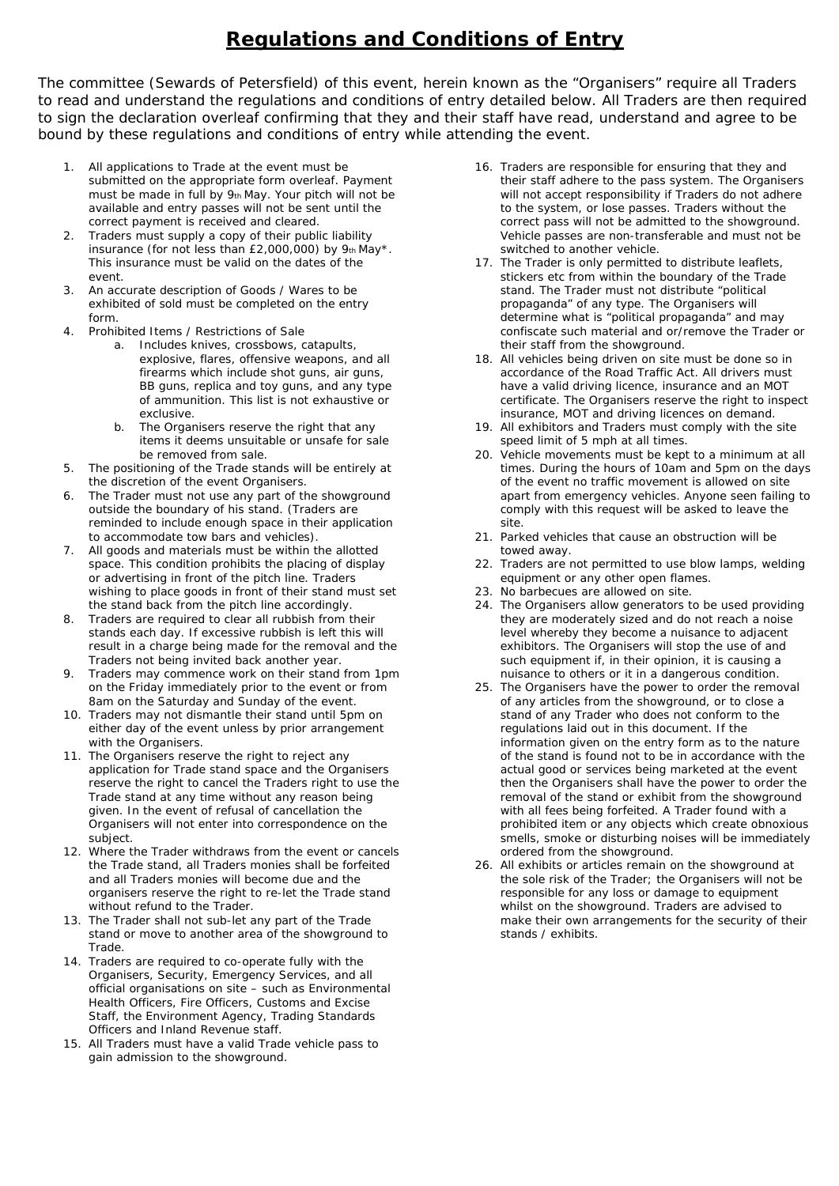# **Regulations and Conditions of Entry**

The committee (Sewards of Petersfield) of this event, herein known as the "Organisers" require all Traders to read and understand the regulations and conditions of entry detailed below. All Traders are then required to sign the declaration overleaf confirming that they and their staff have read, understand and agree to be bound by these regulations and conditions of entry while attending the event.

1. All applications to Trade at the event must be submitted on the appropriate form overleaf. Payment must be made in full by 9th May. Your pitch will not be available and entry passes will not be sent until the correct payment is received and cleared.
2. Traders must supply a copy of their public liability insurance (for not less than £2,000,000) by 9th May*. This insurance must be valid on the dates of the event.
3. An accurate description of Goods / Wares to be exhibited of sold must be completed on the entry form.
4. Prohibited Items / Restrictions of Sale
    a. Includes knives, crossbows, catapults, explosive, flares, offensive weapons, and all firearms which include shot guns, air guns, BB guns, replica and toy guns, and any type of ammunition. This list is not exhaustive or exclusive.
    b. The Organisers reserve the right that any items it deems unsuitable or unsafe for sale be removed from sale.
5. The positioning of the Trade stands will be entirely at the discretion of the event Organisers.
6. The Trader must not use any part of the showground outside the boundary of his stand. (Traders are reminded to include enough space in their application to accommodate tow bars and vehicles).
7. All goods and materials must be within the allotted space. This condition prohibits the placing of display or advertising in front of the pitch line. Traders wishing to place goods in front of their stand must set the stand back from the pitch line accordingly.
8. Traders are required to clear all rubbish from their stands each day. If excessive rubbish is left this will result in a charge being made for the removal and the Traders not being invited back another year.
9. Traders may commence work on their stand from 1pm on the Friday immediately prior to the event or from 8am on the Saturday and Sunday of the event.
10. Traders may not dismantle their stand until 5pm on either day of the event unless by prior arrangement with the Organisers.
11. The Organisers reserve the right to reject any application for Trade stand space and the Organisers reserve the right to cancel the Traders right to use the Trade stand at any time without any reason being given. In the event of refusal of cancellation the Organisers will not enter into correspondence on the subject.
12. Where the Trader withdraws from the event or cancels the Trade stand, all Traders monies shall be forfeited and all Traders monies will become due and the organisers reserve the right to re-let the Trade stand without refund to the Trader.
13. The Trader shall not sub-let any part of the Trade stand or move to another area of the showground to Trade.
14. Traders are required to co-operate fully with the Organisers, Security, Emergency Services, and all official organisations on site – such as Environmental Health Officers, Fire Officers, Customs and Excise Staff, the Environment Agency, Trading Standards Officers and Inland Revenue staff.
15. All Traders must have a valid Trade vehicle pass to gain admission to the showground.
16. Traders are responsible for ensuring that they and their staff adhere to the pass system. The Organisers will not accept responsibility if Traders do not adhere to the system, or lose passes. Traders without the correct pass will not be admitted to the showground. Vehicle passes are non-transferable and must not be switched to another vehicle.
17. The Trader is only permitted to distribute leaflets, stickers etc from within the boundary of the Trade stand. The Trader must not distribute "political propaganda" of any type. The Organisers will determine what is "political propaganda" and may confiscate such material and or/remove the Trader or their staff from the showground.
18. All vehicles being driven on site must be done so in accordance of the Road Traffic Act. All drivers must have a valid driving licence, insurance and an MOT certificate. The Organisers reserve the right to inspect insurance, MOT and driving licences on demand.
19. All exhibitors and Traders must comply with the site speed limit of 5 mph at all times.
20. Vehicle movements must be kept to a minimum at all times. During the hours of 10am and 5pm on the days of the event no traffic movement is allowed on site apart from emergency vehicles. Anyone seen failing to comply with this request will be asked to leave the site.
21. Parked vehicles that cause an obstruction will be towed away.
22. Traders are not permitted to use blow lamps, welding equipment or any other open flames.
23. No barbecues are allowed on site.
24. The Organisers allow generators to be used providing they are moderately sized and do not reach a noise level whereby they become a nuisance to adjacent exhibitors. The Organisers will stop the use of and such equipment if, in their opinion, it is causing a nuisance to others or it in a dangerous condition.
25. The Organisers have the power to order the removal of any articles from the showground, or to close a stand of any Trader who does not conform to the regulations laid out in this document. If the information given on the entry form as to the nature of the stand is found not to be in accordance with the actual good or services being marketed at the event then the Organisers shall have the power to order the removal of the stand or exhibit from the showground with all fees being forfeited. A Trader found with a prohibited item or any objects which create obnoxious smells, smoke or disturbing noises will be immediately ordered from the showground.
26. All exhibits or articles remain on the showground at the sole risk of the Trader; the Organisers will not be responsible for any loss or damage to equipment whilst on the showground. Traders are advised to make their own arrangements for the security of their stands / exhibits.